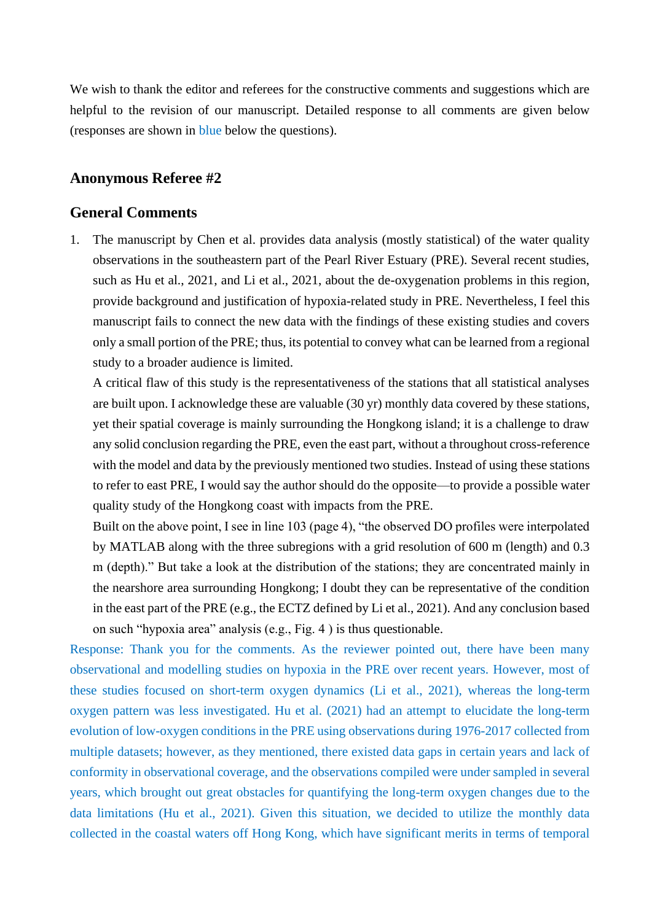We wish to thank the editor and referees for the constructive comments and suggestions which are helpful to the revision of our manuscript. Detailed response to all comments are given below (responses are shown in blue below the questions).

## Anonymous Referee #2

## General Comments

1. The manuscript by Chen et al. provides data analysis (mostly statistical) of the water quality observations in the southeastern part of the Pearl River Estuary (PRE). Several recent studies, such as Hu et al., 2021, and Li et al., 2021, about the de-oxygenation problems in this region, provide background and justification of hypoxia-related study in PRE. Nevertheless, I feel this manuscript fails to connect the new data with the findings of these existing studies and covers only a small portion of the PRE; thus, its potential to convey what can be learned from a regional study to a broader audience is limited.

   A critical flaw of this study is the representativeness of the stations that all statistical analyses are built upon. I acknowledge these are valuable (30 yr) monthly data covered by these stations, yet their spatial coverage is mainly surrounding the Hongkong island; it is a challenge to draw any solid conclusion regarding the PRE, even the east part, without a throughout cross-reference with the model and data by the previously mentioned two studies. Instead of using these stations to refer to east PRE, I would say the author should do the opposite—to provide a possible water quality study of the Hongkong coast with impacts from the PRE.

   Built on the above point, I see in line 103 (page 4), "the observed DO profiles were interpolated by MATLAB along with the three subregions with a grid resolution of 600 m (length) and 0.3 m (depth)." But take a look at the distribution of the stations; they are concentrated mainly in the nearshore area surrounding Hongkong; I doubt they can be representative of the condition in the east part of the PRE (e.g., the ECTZ defined by Li et al., 2021). And any conclusion based on such "hypoxia area" analysis (e.g., Fig. 4 ) is thus questionable.

Response: Thank you for the comments. As the reviewer pointed out, there have been many observational and modelling studies on hypoxia in the PRE over recent years. However, most of these studies focused on short-term oxygen dynamics (Li et al., 2021), whereas the long-term oxygen pattern was less investigated. Hu et al. (2021) had an attempt to elucidate the long-term evolution of low-oxygen conditions in the PRE using observations during 1976-2017 collected from multiple datasets; however, as they mentioned, there existed data gaps in certain years and lack of conformity in observational coverage, and the observations compiled were under sampled in several years, which brought out great obstacles for quantifying the long-term oxygen changes due to the data limitations (Hu et al., 2021). Given this situation, we decided to utilize the monthly data collected in the coastal waters off Hong Kong, which have significant merits in terms of temporal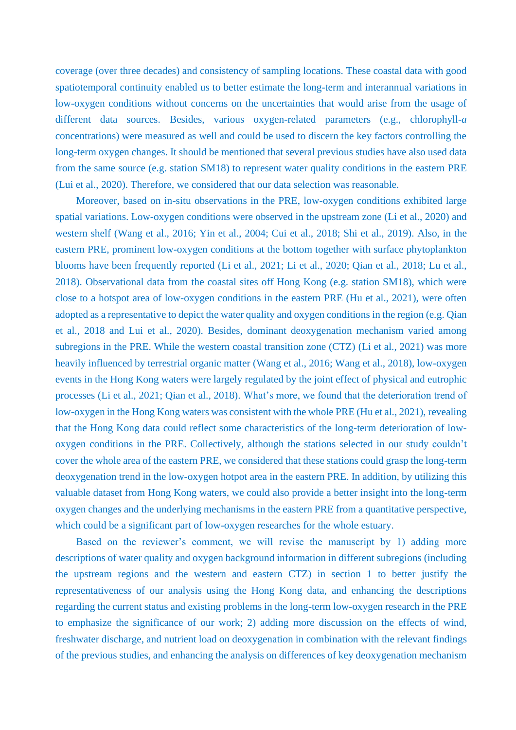coverage (over three decades) and consistency of sampling locations. These coastal data with good spatiotemporal continuity enabled us to better estimate the long-term and interannual variations in low-oxygen conditions without concerns on the uncertainties that would arise from the usage of different data sources. Besides, various oxygen-related parameters (e.g., chlorophyll-*a* concentrations) were measured as well and could be used to discern the key factors controlling the long-term oxygen changes. It should be mentioned that several previous studies have also used data from the same source (e.g. station SM18) to represent water quality conditions in the eastern PRE (Lui et al., 2020). Therefore, we considered that our data selection was reasonable.

Moreover, based on in-situ observations in the PRE, low-oxygen conditions exhibited large spatial variations. Low-oxygen conditions were observed in the upstream zone (Li et al., 2020) and western shelf (Wang et al., 2016; Yin et al., 2004; Cui et al., 2018; Shi et al., 2019). Also, in the eastern PRE, prominent low-oxygen conditions at the bottom together with surface phytoplankton blooms have been frequently reported (Li et al., 2021; Li et al., 2020; Qian et al., 2018; Lu et al., 2018). Observational data from the coastal sites off Hong Kong (e.g. station SM18), which were close to a hotspot area of low-oxygen conditions in the eastern PRE (Hu et al., 2021), were often adopted as a representative to depict the water quality and oxygen conditions in the region (e.g. Qian et al., 2018 and Lui et al., 2020). Besides, dominant deoxygenation mechanism varied among subregions in the PRE. While the western coastal transition zone (CTZ) (Li et al., 2021) was more heavily influenced by terrestrial organic matter (Wang et al., 2016; Wang et al., 2018), low-oxygen events in the Hong Kong waters were largely regulated by the joint effect of physical and eutrophic processes (Li et al., 2021; Qian et al., 2018). What's more, we found that the deterioration trend of low-oxygen in the Hong Kong waters was consistent with the whole PRE (Hu et al., 2021), revealing that the Hong Kong data could reflect some characteristics of the long-term deterioration of low-oxygen conditions in the PRE. Collectively, although the stations selected in our study couldn't cover the whole area of the eastern PRE, we considered that these stations could grasp the long-term deoxygenation trend in the low-oxygen hotpot area in the eastern PRE. In addition, by utilizing this valuable dataset from Hong Kong waters, we could also provide a better insight into the long-term oxygen changes and the underlying mechanisms in the eastern PRE from a quantitative perspective, which could be a significant part of low-oxygen researches for the whole estuary.

Based on the reviewer's comment, we will revise the manuscript by 1) adding more descriptions of water quality and oxygen background information in different subregions (including the upstream regions and the western and eastern CTZ) in section 1 to better justify the representativeness of our analysis using the Hong Kong data, and enhancing the descriptions regarding the current status and existing problems in the long-term low-oxygen research in the PRE to emphasize the significance of our work; 2) adding more discussion on the effects of wind, freshwater discharge, and nutrient load on deoxygenation in combination with the relevant findings of the previous studies, and enhancing the analysis on differences of key deoxygenation mechanism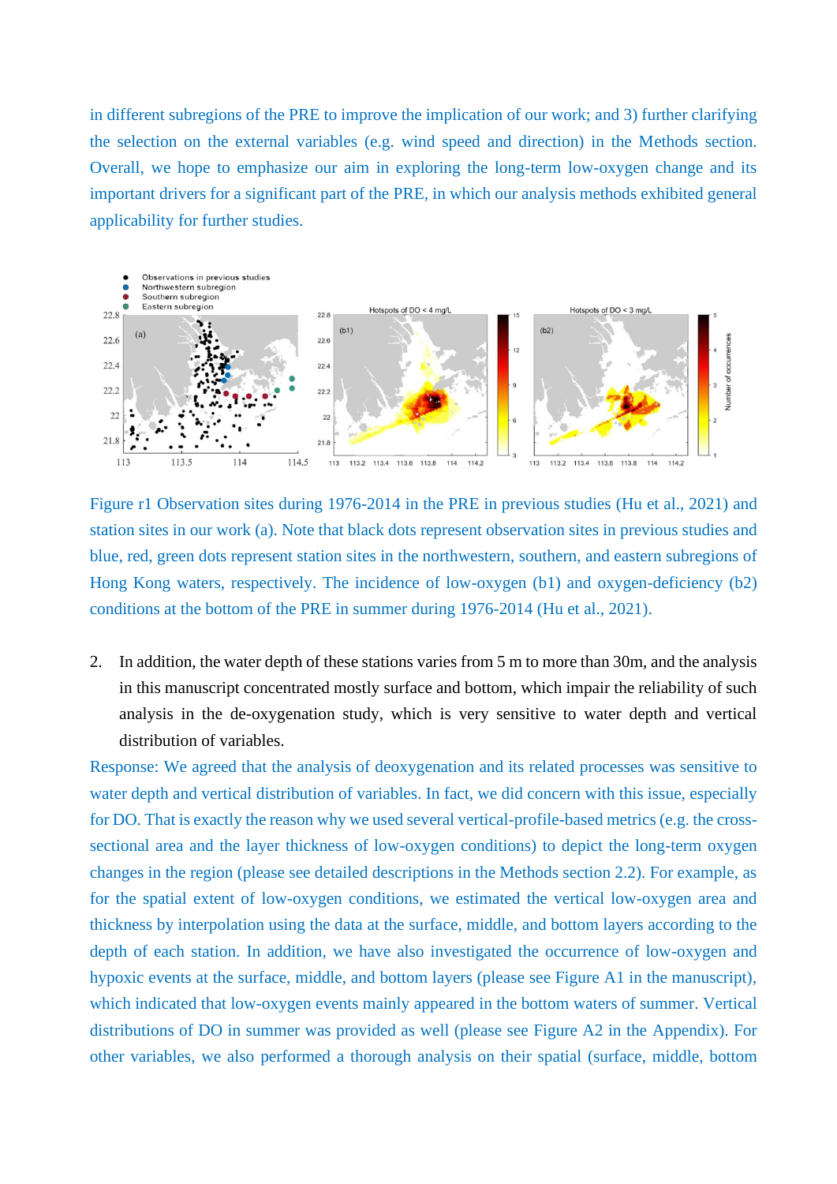in different subregions of the PRE to improve the implication of our work; and 3) further clarifying the selection on the external variables (e.g. wind speed and direction) in the Methods section. Overall, we hope to emphasize our aim in exploring the long-term low-oxygen change and its important drivers for a significant part of the PRE, in which our analysis methods exhibited general applicability for further studies.

Figure r1 Observation sites during 1976-2014 in the PRE in previous studies (Hu et al., 2021) and station sites in our work (a). Note that black dots represent observation sites in previous studies and blue, red, green dots represent station sites in the northwestern, southern, and eastern subregions of Hong Kong waters, respectively. The incidence of low-oxygen (b1) and oxygen-deficiency (b2) conditions at the bottom of the PRE in summer during 1976-2014 (Hu et al., 2021).

2. In addition, the water depth of these stations varies from 5 m to more than 30m, and the analysis in this manuscript concentrated mostly surface and bottom, which impair the reliability of such analysis in the de-oxygenation study, which is very sensitive to water depth and vertical distribution of variables.

Response: We agreed that the analysis of deoxygenation and its related processes was sensitive to water depth and vertical distribution of variables. In fact, we did concern with this issue, especially for DO. That is exactly the reason why we used several vertical-profile-based metrics (e.g. the cross-sectional area and the layer thickness of low-oxygen conditions) to depict the long-term oxygen changes in the region (please see detailed descriptions in the Methods section 2.2). For example, as for the spatial extent of low-oxygen conditions, we estimated the vertical low-oxygen area and thickness by interpolation using the data at the surface, middle, and bottom layers according to the depth of each station. In addition, we have also investigated the occurrence of low-oxygen and hypoxic events at the surface, middle, and bottom layers (please see Figure A1 in the manuscript), which indicated that low-oxygen events mainly appeared in the bottom waters of summer. Vertical distributions of DO in summer was provided as well (please see Figure A2 in the Appendix). For other variables, we also performed a thorough analysis on their spatial (surface, middle, bottom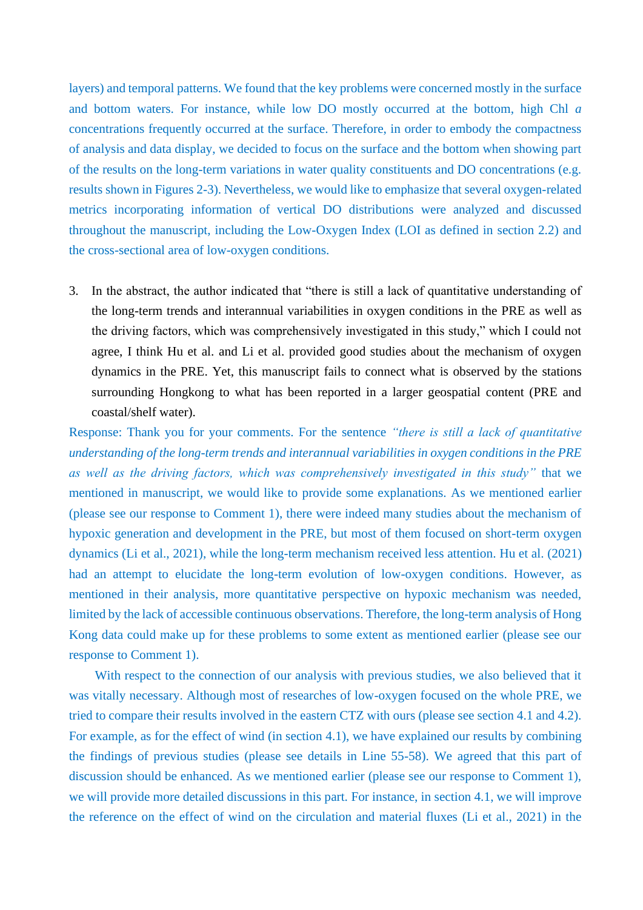layers) and temporal patterns. We found that the key problems were concerned mostly in the surface and bottom waters. For instance, while low DO mostly occurred at the bottom, high Chl *a* concentrations frequently occurred at the surface. Therefore, in order to embody the compactness of analysis and data display, we decided to focus on the surface and the bottom when showing part of the results on the long-term variations in water quality constituents and DO concentrations (e.g. results shown in Figures 2-3). Nevertheless, we would like to emphasize that several oxygen-related metrics incorporating information of vertical DO distributions were analyzed and discussed throughout the manuscript, including the Low-Oxygen Index (LOI as defined in section 2.2) and the cross-sectional area of low-oxygen conditions.

3. In the abstract, the author indicated that "there is still a lack of quantitative understanding of the long-term trends and interannual variabilities in oxygen conditions in the PRE as well as the driving factors, which was comprehensively investigated in this study," which I could not agree, I think Hu et al. and Li et al. provided good studies about the mechanism of oxygen dynamics in the PRE. Yet, this manuscript fails to connect what is observed by the stations surrounding Hongkong to what has been reported in a larger geospatial content (PRE and coastal/shelf water).

Response: Thank you for your comments. For the sentence *"there is still a lack of quantitative understanding of the long-term trends and interannual variabilities in oxygen conditions in the PRE as well as the driving factors, which was comprehensively investigated in this study"* that we mentioned in manuscript, we would like to provide some explanations. As we mentioned earlier (please see our response to Comment 1), there were indeed many studies about the mechanism of hypoxic generation and development in the PRE, but most of them focused on short-term oxygen dynamics (Li et al., 2021), while the long-term mechanism received less attention. Hu et al. (2021) had an attempt to elucidate the long-term evolution of low-oxygen conditions. However, as mentioned in their analysis, more quantitative perspective on hypoxic mechanism was needed, limited by the lack of accessible continuous observations. Therefore, the long-term analysis of Hong Kong data could make up for these problems to some extent as mentioned earlier (please see our response to Comment 1).

With respect to the connection of our analysis with previous studies, we also believed that it was vitally necessary. Although most of researches of low-oxygen focused on the whole PRE, we tried to compare their results involved in the eastern CTZ with ours (please see section 4.1 and 4.2). For example, as for the effect of wind (in section 4.1), we have explained our results by combining the findings of previous studies (please see details in Line 55-58). We agreed that this part of discussion should be enhanced. As we mentioned earlier (please see our response to Comment 1), we will provide more detailed discussions in this part. For instance, in section 4.1, we will improve the reference on the effect of wind on the circulation and material fluxes (Li et al., 2021) in the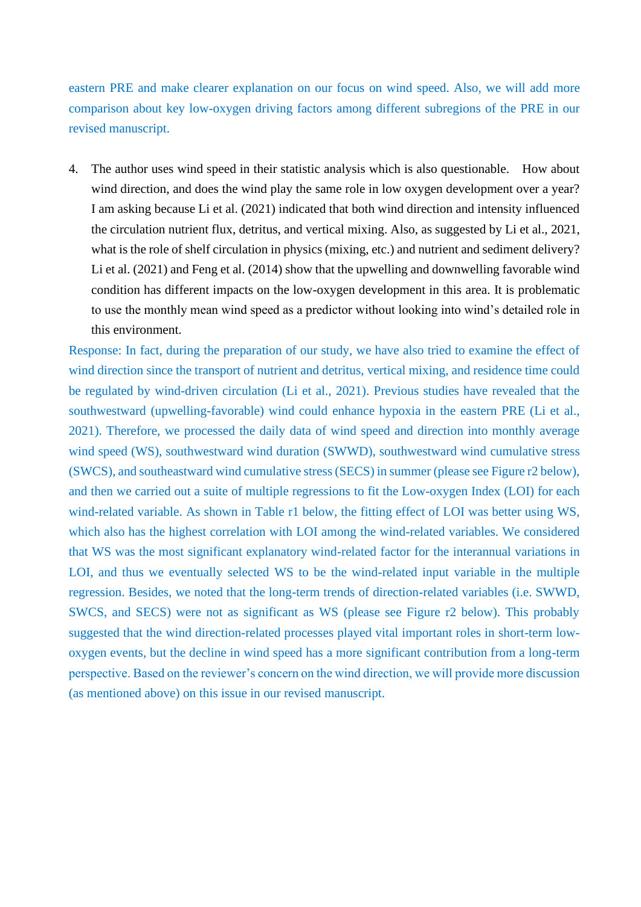eastern PRE and make clearer explanation on our focus on wind speed. Also, we will add more comparison about key low-oxygen driving factors among different subregions of the PRE in our revised manuscript.

4. The author uses wind speed in their statistic analysis which is also questionable. How about wind direction, and does the wind play the same role in low oxygen development over a year? I am asking because Li et al. (2021) indicated that both wind direction and intensity influenced the circulation nutrient flux, detritus, and vertical mixing. Also, as suggested by Li et al., 2021, what is the role of shelf circulation in physics (mixing, etc.) and nutrient and sediment delivery? Li et al. (2021) and Feng et al. (2014) show that the upwelling and downwelling favorable wind condition has different impacts on the low-oxygen development in this area. It is problematic to use the monthly mean wind speed as a predictor without looking into wind's detailed role in this environment.

Response: In fact, during the preparation of our study, we have also tried to examine the effect of wind direction since the transport of nutrient and detritus, vertical mixing, and residence time could be regulated by wind-driven circulation (Li et al., 2021). Previous studies have revealed that the southwestward (upwelling-favorable) wind could enhance hypoxia in the eastern PRE (Li et al., 2021). Therefore, we processed the daily data of wind speed and direction into monthly average wind speed (WS), southwestward wind duration (SWWD), southwestward wind cumulative stress (SWCS), and southeastward wind cumulative stress (SECS) in summer (please see Figure r2 below), and then we carried out a suite of multiple regressions to fit the Low-oxygen Index (LOI) for each wind-related variable. As shown in Table r1 below, the fitting effect of LOI was better using WS, which also has the highest correlation with LOI among the wind-related variables. We considered that WS was the most significant explanatory wind-related factor for the interannual variations in LOI, and thus we eventually selected WS to be the wind-related input variable in the multiple regression. Besides, we noted that the long-term trends of direction-related variables (i.e. SWWD, SWCS, and SECS) were not as significant as WS (please see Figure r2 below). This probably suggested that the wind direction-related processes played vital important roles in short-term low-oxygen events, but the decline in wind speed has a more significant contribution from a long-term perspective. Based on the reviewer's concern on the wind direction, we will provide more discussion (as mentioned above) on this issue in our revised manuscript.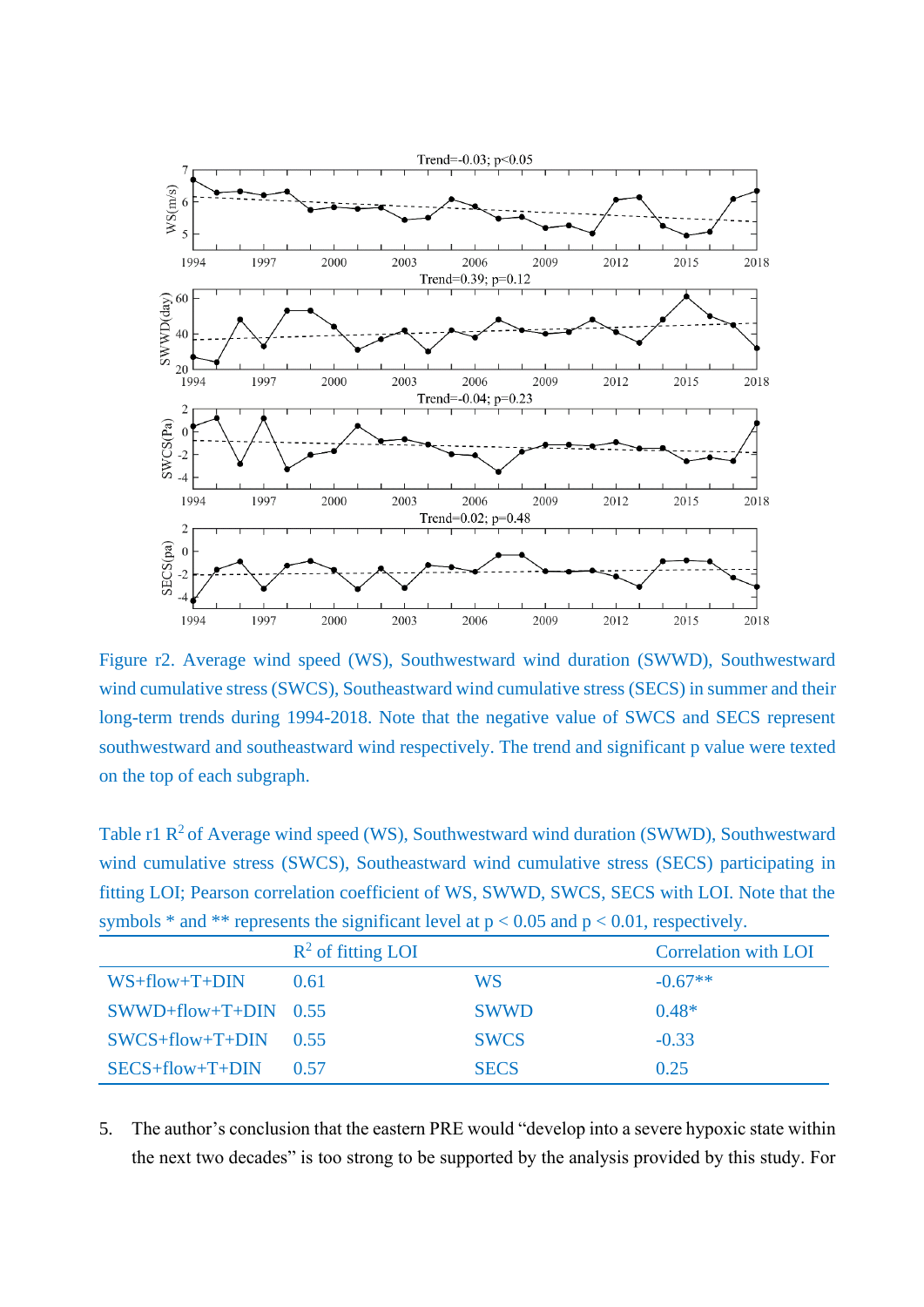Figure r2. Average wind speed (WS), Southwestward wind duration (SWWD), Southwestward wind cumulative stress (SWCS), Southeastward wind cumulative stress (SECS) in summer and their long-term trends during 1994-2018. Note that the negative value of SWCS and SECS represent southwestward and southeastward wind respectively. The trend and significant p value were texted on the top of each subgraph.

Table r1 $R^2$ of Average wind speed (WS), Southwestward wind duration (SWWD), Southwestward wind cumulative stress (SWCS), Southeastward wind cumulative stress (SECS) participating in fitting LOI; Pearson correlation coefficient of WS, SWWD, SWCS, SECS with LOI. Note that the symbols * and ** represents the significant level at $p < 0.05$ and $p < 0.01$, respectively.

| | $R^2$ of fitting LOI | | Correlation with LOI |
|---|---|---|---|
| WS+flow+T+DIN | 0.61 | WS | -0.67** |
| SWWD+flow+T+DIN | 0.55 | SWWD | 0.48* |
| SWCS+flow+T+DIN | 0.55 | SWCS | -0.33 |
| SECS+flow+T+DIN | 0.57 | SECS | 0.25 |

5. The author's conclusion that the eastern PRE would "develop into a severe hypoxic state within the next two decades" is too strong to be supported by the analysis provided by this study. For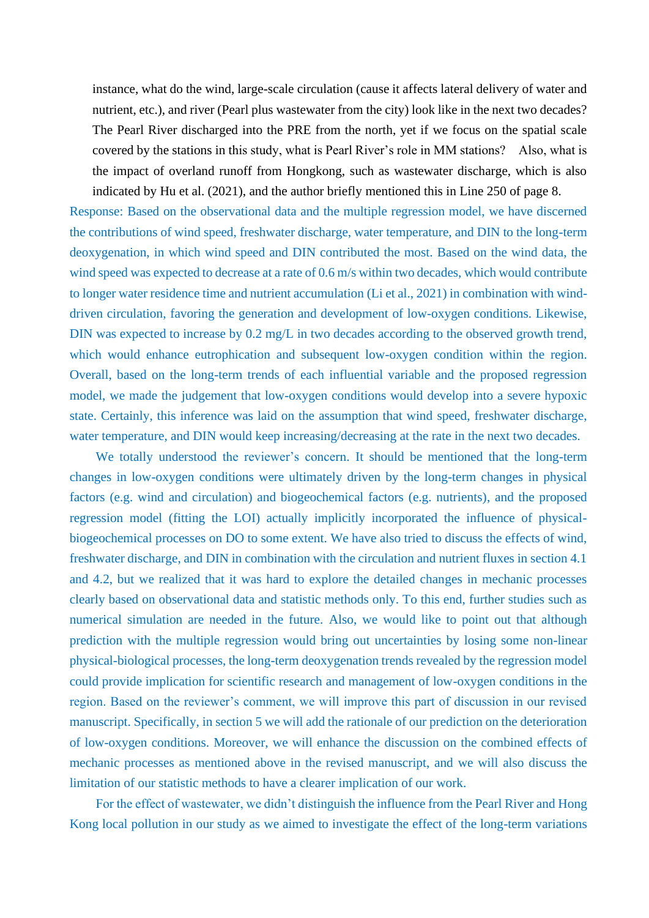instance, what do the wind, large-scale circulation (cause it affects lateral delivery of water and nutrient, etc.), and river (Pearl plus wastewater from the city) look like in the next two decades? The Pearl River discharged into the PRE from the north, yet if we focus on the spatial scale covered by the stations in this study, what is Pearl River's role in MM stations? Also, what is the impact of overland runoff from Hongkong, such as wastewater discharge, which is also indicated by Hu et al. (2021), and the author briefly mentioned this in Line 250 of page 8.

Response: Based on the observational data and the multiple regression model, we have discerned the contributions of wind speed, freshwater discharge, water temperature, and DIN to the long-term deoxygenation, in which wind speed and DIN contributed the most. Based on the wind data, the wind speed was expected to decrease at a rate of 0.6 m/s within two decades, which would contribute to longer water residence time and nutrient accumulation (Li et al., 2021) in combination with wind-driven circulation, favoring the generation and development of low-oxygen conditions. Likewise, DIN was expected to increase by 0.2 mg/L in two decades according to the observed growth trend, which would enhance eutrophication and subsequent low-oxygen condition within the region. Overall, based on the long-term trends of each influential variable and the proposed regression model, we made the judgement that low-oxygen conditions would develop into a severe hypoxic state. Certainly, this inference was laid on the assumption that wind speed, freshwater discharge, water temperature, and DIN would keep increasing/decreasing at the rate in the next two decades.

We totally understood the reviewer's concern. It should be mentioned that the long-term changes in low-oxygen conditions were ultimately driven by the long-term changes in physical factors (e.g. wind and circulation) and biogeochemical factors (e.g. nutrients), and the proposed regression model (fitting the LOI) actually implicitly incorporated the influence of physical-biogeochemical processes on DO to some extent. We have also tried to discuss the effects of wind, freshwater discharge, and DIN in combination with the circulation and nutrient fluxes in section 4.1 and 4.2, but we realized that it was hard to explore the detailed changes in mechanic processes clearly based on observational data and statistic methods only. To this end, further studies such as numerical simulation are needed in the future. Also, we would like to point out that although prediction with the multiple regression would bring out uncertainties by losing some non-linear physical-biological processes, the long-term deoxygenation trends revealed by the regression model could provide implication for scientific research and management of low-oxygen conditions in the region. Based on the reviewer's comment, we will improve this part of discussion in our revised manuscript. Specifically, in section 5 we will add the rationale of our prediction on the deterioration of low-oxygen conditions. Moreover, we will enhance the discussion on the combined effects of mechanic processes as mentioned above in the revised manuscript, and we will also discuss the limitation of our statistic methods to have a clearer implication of our work.

For the effect of wastewater, we didn't distinguish the influence from the Pearl River and Hong Kong local pollution in our study as we aimed to investigate the effect of the long-term variations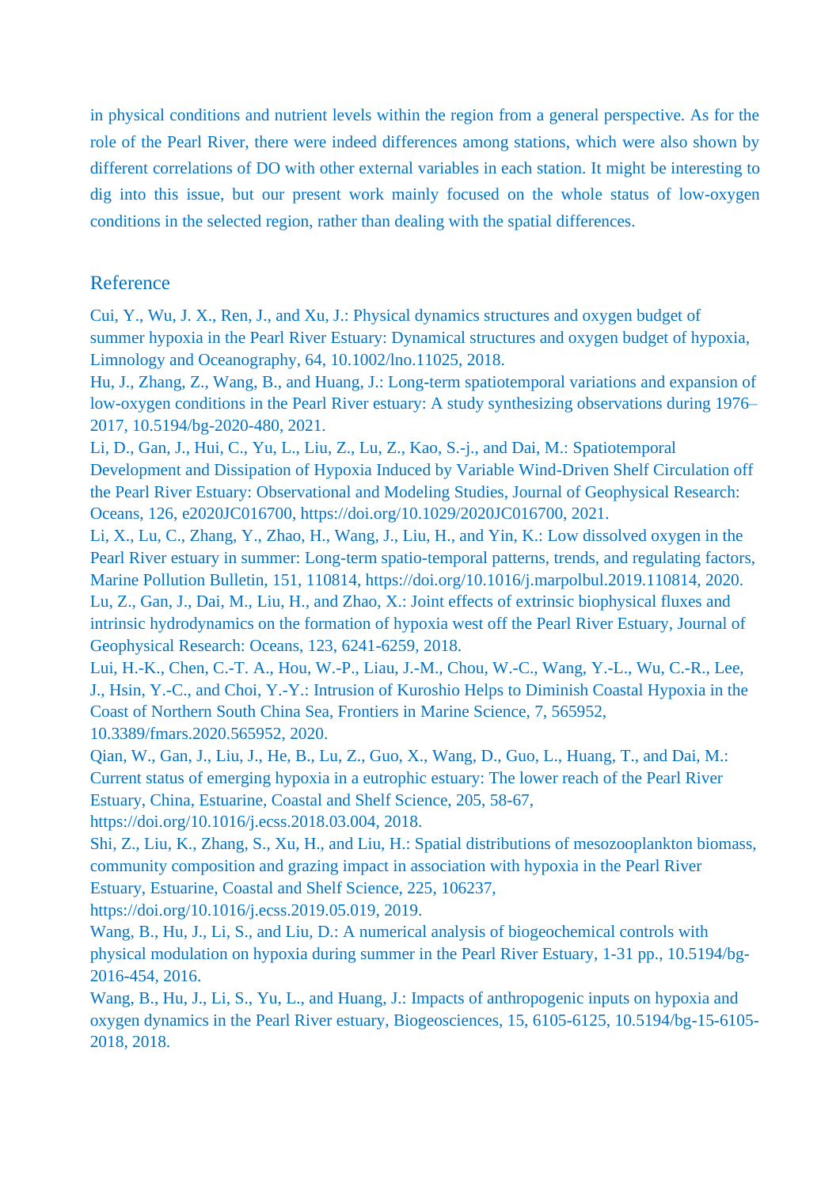in physical conditions and nutrient levels within the region from a general perspective. As for the role of the Pearl River, there were indeed differences among stations, which were also shown by different correlations of DO with other external variables in each station. It might be interesting to dig into this issue, but our present work mainly focused on the whole status of low-oxygen conditions in the selected region, rather than dealing with the spatial differences.

## Reference

Cui, Y., Wu, J. X., Ren, J., and Xu, J.: Physical dynamics structures and oxygen budget of summer hypoxia in the Pearl River Estuary: Dynamical structures and oxygen budget of hypoxia, Limnology and Oceanography, 64, 10.1002/lno.11025, 2018.

Hu, J., Zhang, Z., Wang, B., and Huang, J.: Long-term spatiotemporal variations and expansion of low-oxygen conditions in the Pearl River estuary: A study synthesizing observations during 1976–2017, 10.5194/bg-2020-480, 2021.

Li, D., Gan, J., Hui, C., Yu, L., Liu, Z., Lu, Z., Kao, S.-j., and Dai, M.: Spatiotemporal Development and Dissipation of Hypoxia Induced by Variable Wind-Driven Shelf Circulation off the Pearl River Estuary: Observational and Modeling Studies, Journal of Geophysical Research: Oceans, 126, e2020JC016700, https://doi.org/10.1029/2020JC016700, 2021.

Li, X., Lu, C., Zhang, Y., Zhao, H., Wang, J., Liu, H., and Yin, K.: Low dissolved oxygen in the Pearl River estuary in summer: Long-term spatio-temporal patterns, trends, and regulating factors, Marine Pollution Bulletin, 151, 110814, https://doi.org/10.1016/j.marpolbul.2019.110814, 2020.

Lu, Z., Gan, J., Dai, M., Liu, H., and Zhao, X.: Joint effects of extrinsic biophysical fluxes and intrinsic hydrodynamics on the formation of hypoxia west off the Pearl River Estuary, Journal of Geophysical Research: Oceans, 123, 6241-6259, 2018.

Lui, H.-K., Chen, C.-T. A., Hou, W.-P., Liau, J.-M., Chou, W.-C., Wang, Y.-L., Wu, C.-R., Lee, J., Hsin, Y.-C., and Choi, Y.-Y.: Intrusion of Kuroshio Helps to Diminish Coastal Hypoxia in the Coast of Northern South China Sea, Frontiers in Marine Science, 7, 565952, 10.3389/fmars.2020.565952, 2020.

Qian, W., Gan, J., Liu, J., He, B., Lu, Z., Guo, X., Wang, D., Guo, L., Huang, T., and Dai, M.: Current status of emerging hypoxia in a eutrophic estuary: The lower reach of the Pearl River Estuary, China, Estuarine, Coastal and Shelf Science, 205, 58-67, https://doi.org/10.1016/j.ecss.2018.03.004, 2018.

Shi, Z., Liu, K., Zhang, S., Xu, H., and Liu, H.: Spatial distributions of mesozooplankton biomass, community composition and grazing impact in association with hypoxia in the Pearl River Estuary, Estuarine, Coastal and Shelf Science, 225, 106237, https://doi.org/10.1016/j.ecss.2019.05.019, 2019.

Wang, B., Hu, J., Li, S., and Liu, D.: A numerical analysis of biogeochemical controls with physical modulation on hypoxia during summer in the Pearl River Estuary, 1-31 pp., 10.5194/bg-2016-454, 2016.

Wang, B., Hu, J., Li, S., Yu, L., and Huang, J.: Impacts of anthropogenic inputs on hypoxia and oxygen dynamics in the Pearl River estuary, Biogeosciences, 15, 6105-6125, 10.5194/bg-15-6105-2018, 2018.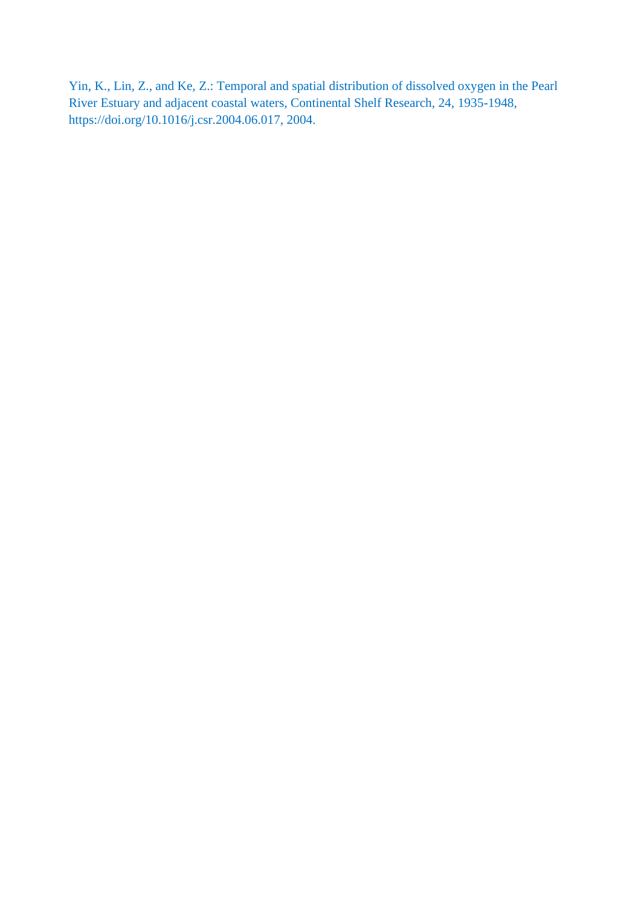Yin, K., Lin, Z., and Ke, Z.: Temporal and spatial distribution of dissolved oxygen in the Pearl River Estuary and adjacent coastal waters, Continental Shelf Research, 24, 1935-1948, https://doi.org/10.1016/j.csr.2004.06.017, 2004.